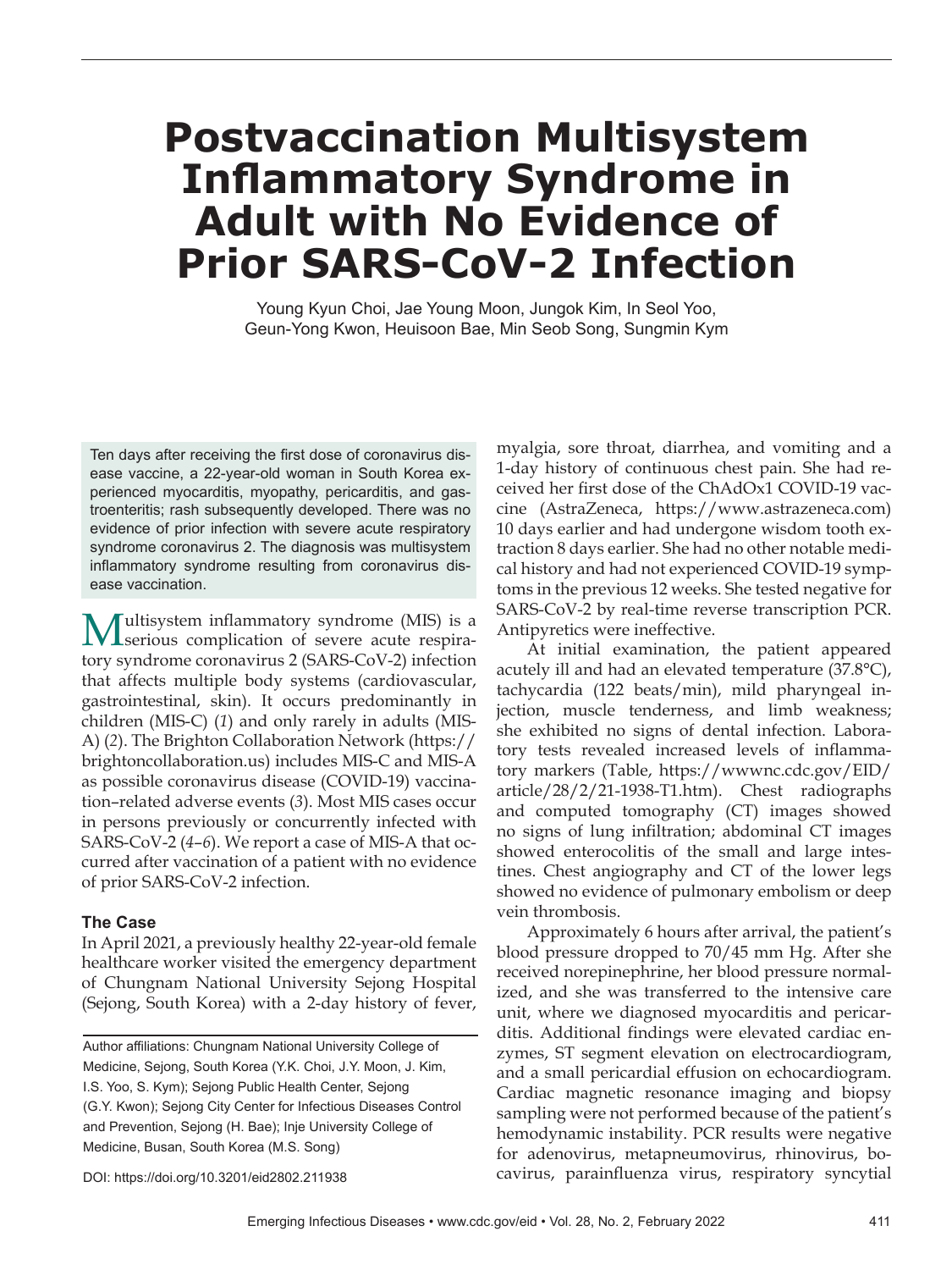# Postvaccination Multisystem Inflammatory Syndrome in Adult with No Evidence of Prior SARS-CoV-2 Infection

Young Kyun Choi, Jae Young Moon, Jungok Kim, In Seol Yoo, Geun-Yong Kwon, Heuisoon Bae, Min Seob Song, Sungmin Kym

Ten days after receiving the first dose of coronavirus disease vaccine, a 22-year-old woman in South Korea experienced myocarditis, myopathy, pericarditis, and gastroenteritis; rash subsequently developed. There was no evidence of prior infection with severe acute respiratory syndrome coronavirus 2. The diagnosis was multisystem inflammatory syndrome resulting from coronavirus disease vaccination.

Multisystem inflammatory syndrome (MIS) is a serious complication of severe acute respiratory syndrome coronavirus 2 (SARS-CoV-2) infection that affects multiple body systems (cardiovascular, gastrointestinal, skin). It occurs predominantly in children (MIS-C) (*1*) and only rarely in adults (MIS-A) (*2*). The Brighton Collaboration Network (https://brightoncollaboration.us) includes MIS-C and MIS-A as possible coronavirus disease (COVID-19) vaccination–related adverse events (*3*). Most MIS cases occur in persons previously or concurrently infected with SARS-CoV-2 (*4*–*6*). We report a case of MIS-A that occurred after vaccination of a patient with no evidence of prior SARS-CoV-2 infection.

## The Case

In April 2021, a previously healthy 22-year-old female healthcare worker visited the emergency department of Chungnam National University Sejong Hospital (Sejong, South Korea) with a 2-day history of fever, myalgia, sore throat, diarrhea, and vomiting and a 1-day history of continuous chest pain. She had received her first dose of the ChAdOx1 COVID-19 vaccine (AstraZeneca, https://www.astrazeneca.com) 10 days earlier and had undergone wisdom tooth extraction 8 days earlier. She had no other notable medical history and had not experienced COVID-19 symptoms in the previous 12 weeks. She tested negative for SARS-CoV-2 by real-time reverse transcription PCR. Antipyretics were ineffective.

At initial examination, the patient appeared acutely ill and had an elevated temperature (37.8°C), tachycardia (122 beats/min), mild pharyngeal injection, muscle tenderness, and limb weakness; she exhibited no signs of dental infection. Laboratory tests revealed increased levels of inflammatory markers (Table, https://wwwnc.cdc.gov/EID/article/28/2/21-1938-T1.htm). Chest radiographs and computed tomography (CT) images showed no signs of lung infiltration; abdominal CT images showed enterocolitis of the small and large intestines. Chest angiography and CT of the lower legs showed no evidence of pulmonary embolism or deep vein thrombosis.

Approximately 6 hours after arrival, the patient's blood pressure dropped to 70/45 mm Hg. After she received norepinephrine, her blood pressure normalized, and she was transferred to the intensive care unit, where we diagnosed myocarditis and pericarditis. Additional findings were elevated cardiac enzymes, ST segment elevation on electrocardiogram, and a small pericardial effusion on echocardiogram. Cardiac magnetic resonance imaging and biopsy sampling were not performed because of the patient's hemodynamic instability. PCR results were negative for adenovirus, metapneumovirus, rhinovirus, bocavirus, parainfluenza virus, respiratory syncytial

Author affiliations: Chungnam National University College of Medicine, Sejong, South Korea (Y.K. Choi, J.Y. Moon, J. Kim, I.S. Yoo, S. Kym); Sejong Public Health Center, Sejong (G.Y. Kwon); Sejong City Center for Infectious Diseases Control and Prevention, Sejong (H. Bae); Inje University College of Medicine, Busan, South Korea (M.S. Song)

DOI: https://doi.org/10.3201/eid2802.211938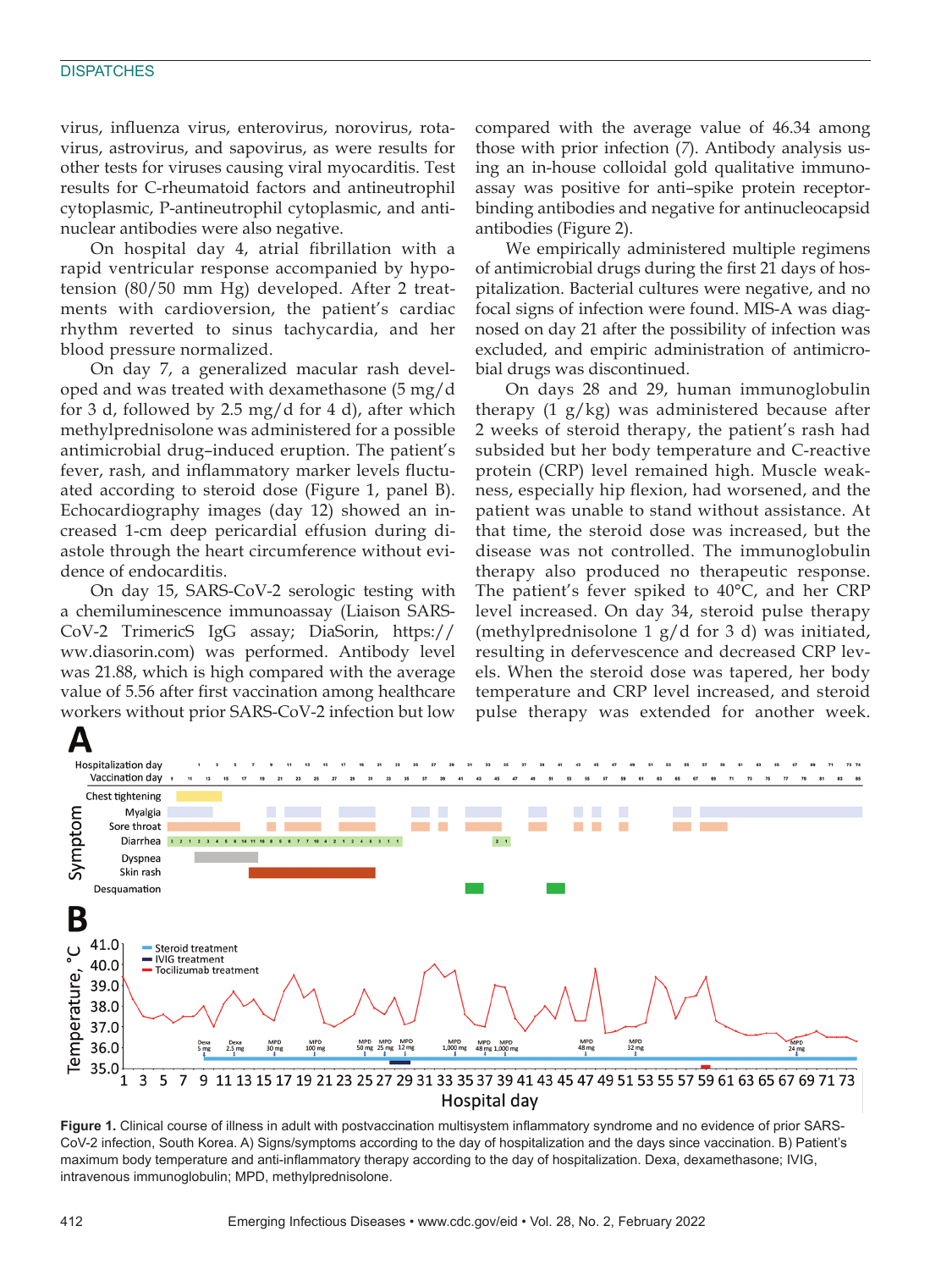virus, influenza virus, enterovirus, norovirus, rotavirus, astrovirus, and sapovirus, as were results for other tests for viruses causing viral myocarditis. Test results for C-rheumatoid factors and antineutrophil cytoplasmic, P-antineutrophil cytoplasmic, and antinuclear antibodies were also negative.

On hospital day 4, atrial fibrillation with a rapid ventricular response accompanied by hypotension (80/50 mm Hg) developed. After 2 treatments with cardioversion, the patient's cardiac rhythm reverted to sinus tachycardia, and her blood pressure normalized.

On day 7, a generalized macular rash developed and was treated with dexamethasone (5 mg/d for 3 d, followed by 2.5 mg/d for 4 d), after which methylprednisolone was administered for a possible antimicrobial drug–induced eruption. The patient's fever, rash, and inflammatory marker levels fluctuated according to steroid dose (Figure 1, panel B). Echocardiography images (day 12) showed an increased 1-cm deep pericardial effusion during diastole through the heart circumference without evidence of endocarditis.

On day 15, SARS-CoV-2 serologic testing with a chemiluminescence immunoassay (Liaison SARS-CoV-2 TrimericS IgG assay; DiaSorin, https://ww.diasorin.com) was performed. Antibody level was 21.88, which is high compared with the average value of 5.56 after first vaccination among healthcare workers without prior SARS-CoV-2 infection but low compared with the average value of 46.34 among those with prior infection (7). Antibody analysis using an in-house colloidal gold qualitative immunoassay was positive for anti–spike protein receptor-binding antibodies and negative for antinucleocapsid antibodies (Figure 2).

We empirically administered multiple regimens of antimicrobial drugs during the first 21 days of hospitalization. Bacterial cultures were negative, and no focal signs of infection were found. MIS-A was diagnosed on day 21 after the possibility of infection was excluded, and empiric administration of antimicrobial drugs was discontinued.

On days 28 and 29, human immunoglobulin therapy (1 g/kg) was administered because after 2 weeks of steroid therapy, the patient's rash had subsided but her body temperature and C-reactive protein (CRP) level remained high. Muscle weakness, especially hip flexion, had worsened, and the patient was unable to stand without assistance. At that time, the steroid dose was increased, but the disease was not controlled. The immunoglobulin therapy also produced no therapeutic response. The patient's fever spiked to 40°C, and her CRP level increased. On day 34, steroid pulse therapy (methylprednisolone 1 g/d for 3 d) was initiated, resulting in defervescence and decreased CRP levels. When the steroid dose was tapered, her body temperature and CRP level increased, and steroid pulse therapy was extended for another week.

**Figure 1.** Clinical course of illness in adult with postvaccination multisystem inflammatory syndrome and no evidence of prior SARS-CoV-2 infection, South Korea. A) Signs/symptoms according to the day of hospitalization and the days since vaccination. B) Patient's maximum body temperature and anti-inflammatory therapy according to the day of hospitalization. Dexa, dexamethasone; IVIG, intravenous immunoglobulin; MPD, methylprednisolone.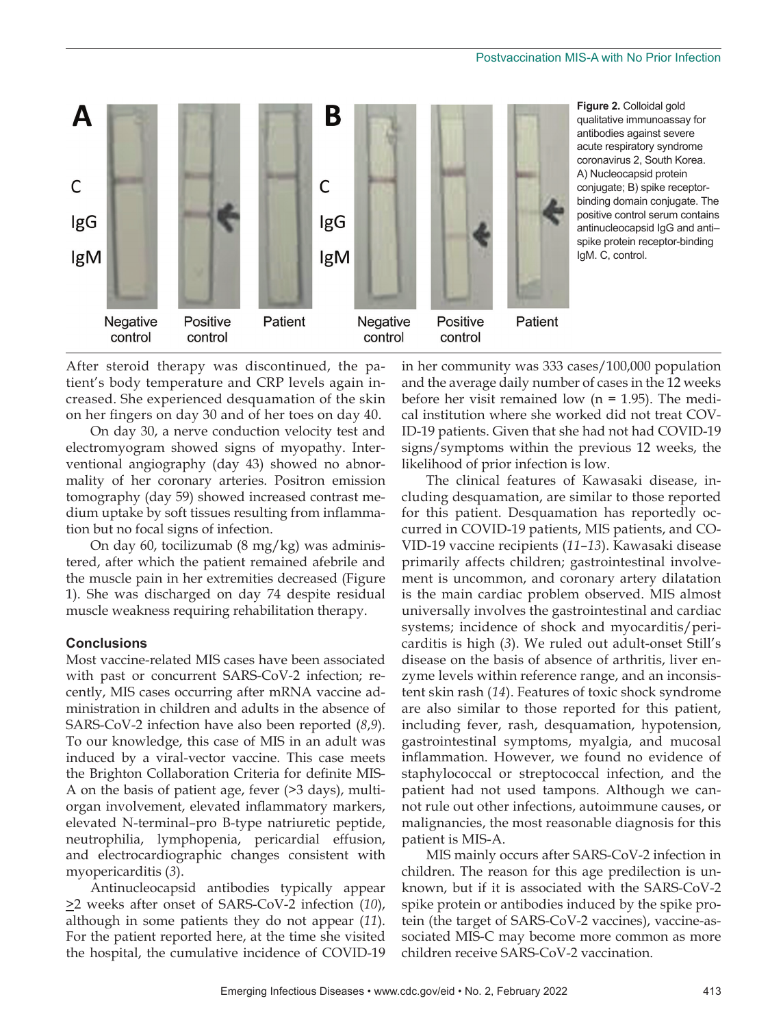**Figure 2.** Colloidal gold qualitative immunoassay for antibodies against severe acute respiratory syndrome coronavirus 2, South Korea. A) Nucleocapsid protein conjugate; B) spike receptor-binding domain conjugate. The positive control serum contains antinucleocapsid IgG and anti–spike protein receptor-binding IgM. C, control.

After steroid therapy was discontinued, the patient's body temperature and CRP levels again increased. She experienced desquamation of the skin on her fingers on day 30 and of her toes on day 40.

On day 30, a nerve conduction velocity test and electromyogram showed signs of myopathy. Interventional angiography (day 43) showed no abnormality of her coronary arteries. Positron emission tomography (day 59) showed increased contrast medium uptake by soft tissues resulting from inflammation but no focal signs of infection.

On day 60, tocilizumab (8 mg/kg) was administered, after which the patient remained afebrile and the muscle pain in her extremities decreased (Figure 1). She was discharged on day 74 despite residual muscle weakness requiring rehabilitation therapy.

## Conclusions

Most vaccine-related MIS cases have been associated with past or concurrent SARS-CoV-2 infection; recently, MIS cases occurring after mRNA vaccine administration in children and adults in the absence of SARS-CoV-2 infection have also been reported (*8*,*9*). To our knowledge, this case of MIS in an adult was induced by a viral-vector vaccine. This case meets the Brighton Collaboration Criteria for definite MIS-A on the basis of patient age, fever (>3 days), multiorgan involvement, elevated inflammatory markers, elevated N-terminal–pro B-type natriuretic peptide, neutrophilia, lymphopenia, pericardial effusion, and electrocardiographic changes consistent with myopericarditis (*3*).

Antinucleocapsid antibodies typically appear ≥2 weeks after onset of SARS-CoV-2 infection (*10*), although in some patients they do not appear (*11*). For the patient reported here, at the time she visited the hospital, the cumulative incidence of COVID-19 in her community was 333 cases/100,000 population and the average daily number of cases in the 12 weeks before her visit remained low (n = 1.95). The medical institution where she worked did not treat COVID-19 patients. Given that she had not had COVID-19 signs/symptoms within the previous 12 weeks, the likelihood of prior infection is low.

The clinical features of Kawasaki disease, including desquamation, are similar to those reported for this patient. Desquamation has reportedly occurred in COVID-19 patients, MIS patients, and COVID-19 vaccine recipients (*11*–*13*). Kawasaki disease primarily affects children; gastrointestinal involvement is uncommon, and coronary artery dilatation is the main cardiac problem observed. MIS almost universally involves the gastrointestinal and cardiac systems; incidence of shock and myocarditis/pericarditis is high (*3*). We ruled out adult-onset Still's disease on the basis of absence of arthritis, liver enzyme levels within reference range, and an inconsistent skin rash (*14*). Features of toxic shock syndrome are also similar to those reported for this patient, including fever, rash, desquamation, hypotension, gastrointestinal symptoms, myalgia, and mucosal inflammation. However, we found no evidence of staphylococcal or streptococcal infection, and the patient had not used tampons. Although we cannot rule out other infections, autoimmune causes, or malignancies, the most reasonable diagnosis for this patient is MIS-A.

MIS mainly occurs after SARS-CoV-2 infection in children. The reason for this age predilection is unknown, but if it is associated with the SARS-CoV-2 spike protein or antibodies induced by the spike protein (the target of SARS-CoV-2 vaccines), vaccine-associated MIS-C may become more common as more children receive SARS-CoV-2 vaccination.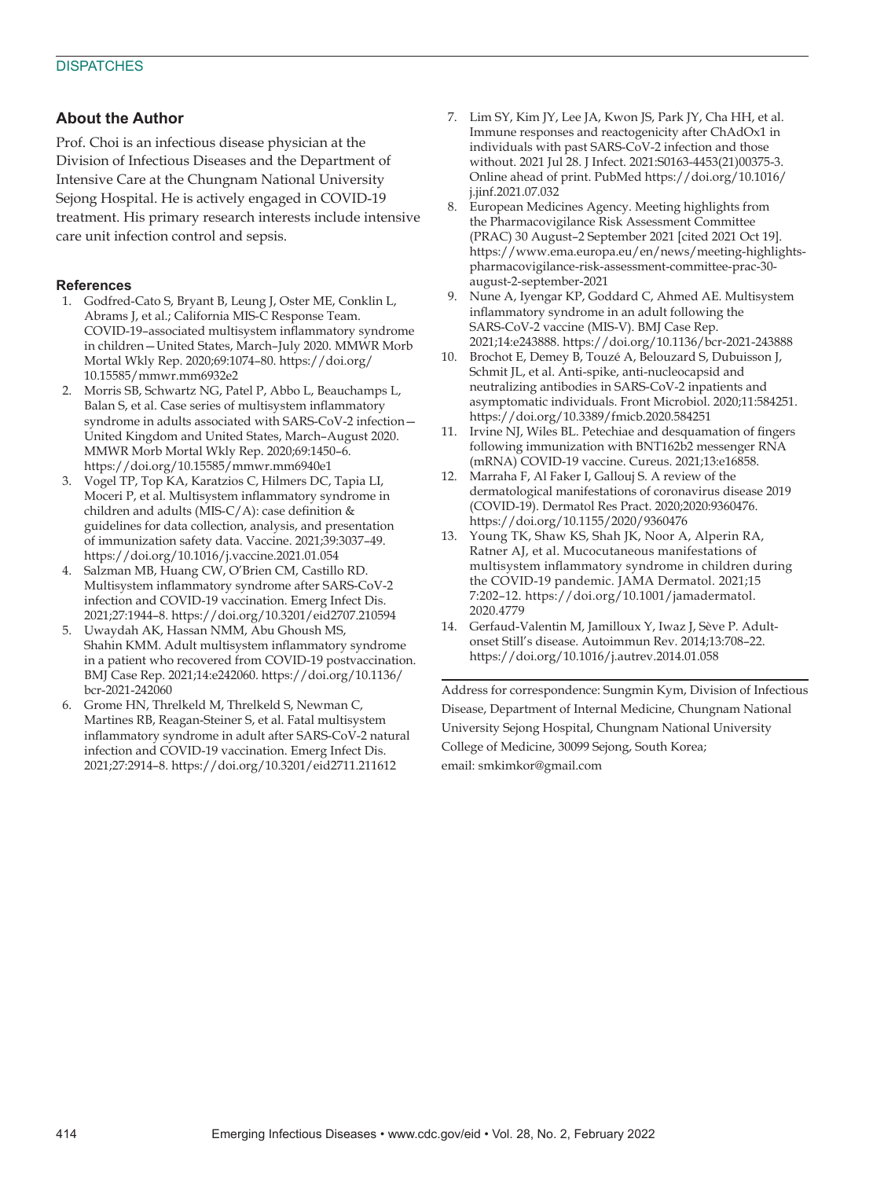## About the Author

Prof. Choi is an infectious disease physician at the Division of Infectious Diseases and the Department of Intensive Care at the Chungnam National University Sejong Hospital. He is actively engaged in COVID-19 treatment. His primary research interests include intensive care unit infection control and sepsis.

### References

1. Godfred-Cato S, Bryant B, Leung J, Oster ME, Conklin L, Abrams J, et al.; California MIS-C Response Team. COVID-19–associated multisystem inflammatory syndrome in children—United States, March–July 2020. MMWR Morb Mortal Wkly Rep. 2020;69:1074–80. https://doi.org/10.15585/mmwr.mm6932e2
2. Morris SB, Schwartz NG, Patel P, Abbo L, Beauchamps L, Balan S, et al. Case series of multisystem inflammatory syndrome in adults associated with SARS-CoV-2 infection—United Kingdom and United States, March–August 2020. MMWR Morb Mortal Wkly Rep. 2020;69:1450–6. https://doi.org/10.15585/mmwr.mm6940e1
3. Vogel TP, Top KA, Karatzios C, Hilmers DC, Tapia LI, Moceri P, et al. Multisystem inflammatory syndrome in children and adults (MIS-C/A): case definition & guidelines for data collection, analysis, and presentation of immunization safety data. Vaccine. 2021;39:3037–49. https://doi.org/10.1016/j.vaccine.2021.01.054
4. Salzman MB, Huang CW, O'Brien CM, Castillo RD. Multisystem inflammatory syndrome after SARS-CoV-2 infection and COVID-19 vaccination. Emerg Infect Dis. 2021;27:1944–8. https://doi.org/10.3201/eid2707.210594
5. Uwaydah AK, Hassan NMM, Abu Ghoush MS, Shahin KMM. Adult multisystem inflammatory syndrome in a patient who recovered from COVID-19 postvaccination. BMJ Case Rep. 2021;14:e242060. https://doi.org/10.1136/bcr-2021-242060
6. Grome HN, Threlkeld M, Threlkeld S, Newman C, Martines RB, Reagan-Steiner S, et al. Fatal multisystem inflammatory syndrome in adult after SARS-CoV-2 natural infection and COVID-19 vaccination. Emerg Infect Dis. 2021;27:2914–8. https://doi.org/10.3201/eid2711.211612
7. Lim SY, Kim JY, Lee JA, Kwon JS, Park JY, Cha HH, et al. Immune responses and reactogenicity after ChAdOx1 in individuals with past SARS-CoV-2 infection and those without. 2021 Jul 28. J Infect. 2021:S0163-4453(21)00375-3. Online ahead of print. PubMed https://doi.org/10.1016/j.jinf.2021.07.032
8. European Medicines Agency. Meeting highlights from the Pharmacovigilance Risk Assessment Committee (PRAC) 30 August–2 September 2021 [cited 2021 Oct 19]. https://www.ema.europa.eu/en/news/meeting-highlights-pharmacovigilance-risk-assessment-committee-prac-30-august-2-september-2021
9. Nune A, Iyengar KP, Goddard C, Ahmed AE. Multisystem inflammatory syndrome in an adult following the SARS-CoV-2 vaccine (MIS-V). BMJ Case Rep. 2021;14:e243888. https://doi.org/10.1136/bcr-2021-243888
10. Brochot E, Demey B, Touzé A, Belouzard S, Dubuisson J, Schmit JL, et al. Anti-spike, anti-nucleocapsid and neutralizing antibodies in SARS-CoV-2 inpatients and asymptomatic individuals. Front Microbiol. 2020;11:584251. https://doi.org/10.3389/fmicb.2020.584251
11. Irvine NJ, Wiles BL. Petechiae and desquamation of fingers following immunization with BNT162b2 messenger RNA (mRNA) COVID-19 vaccine. Cureus. 2021;13:e16858.
12. Marraha F, Al Faker I, Gallouj S. A review of the dermatological manifestations of coronavirus disease 2019 (COVID-19). Dermatol Res Pract. 2020;2020:9360476. https://doi.org/10.1155/2020/9360476
13. Young TK, Shaw KS, Shah JK, Noor A, Alperin RA, Ratner AJ, et al. Mucocutaneous manifestations of multisystem inflammatory syndrome in children during the COVID-19 pandemic. JAMA Dermatol. 2021;15 7:202–12. https://doi.org/10.1001/jamadermatol.2020.4779
14. Gerfaud-Valentin M, Jamilloux Y, Iwaz J, Sève P. Adult-onset Still's disease. Autoimmun Rev. 2014;13:708–22. https://doi.org/10.1016/j.autrev.2014.01.058

Address for correspondence: Sungmin Kym, Division of Infectious Disease, Department of Internal Medicine, Chungnam National University Sejong Hospital, Chungnam National University College of Medicine, 30099 Sejong, South Korea; email: smkimkor@gmail.com